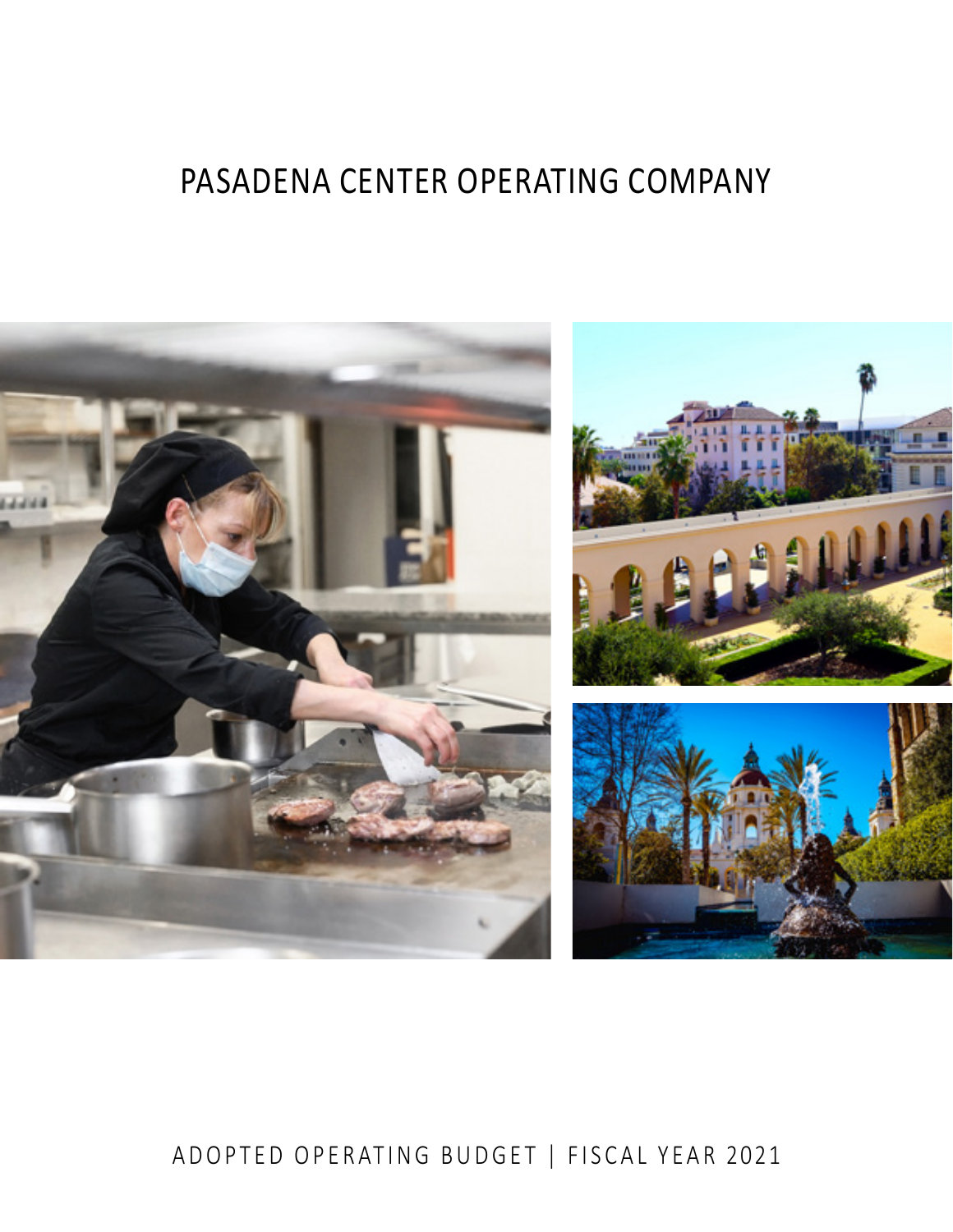# PASADENA CENTER OPERATING COMPANY

ADOPTED OPERATING BUDGET | FISCAL YEAR 2021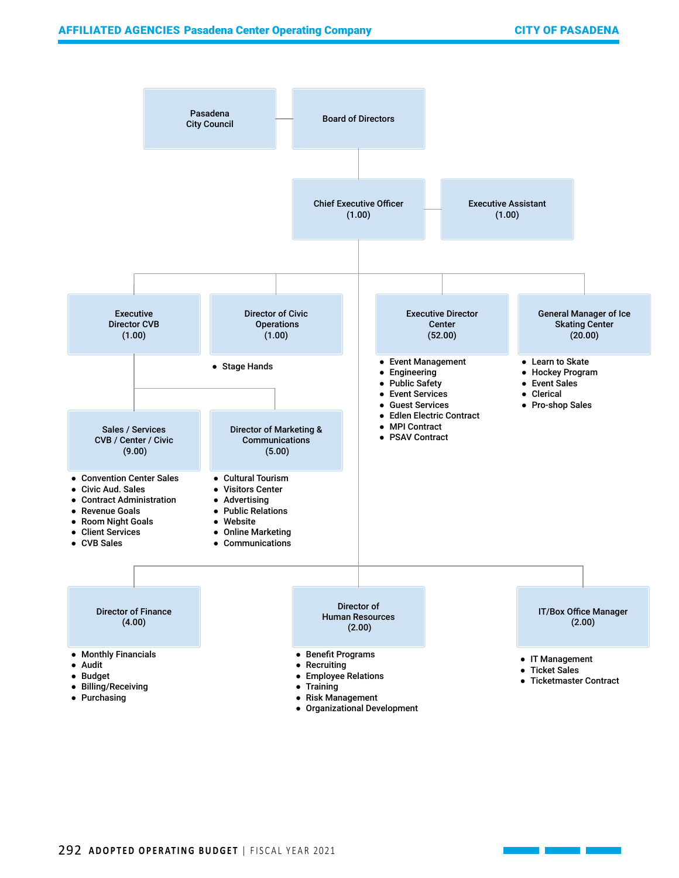Pasadena City Council — Board of Directors

**Board of Directors**

- **Chief Executive Officer (1.00)**
  - **Executive Assistant (1.00)**
  - **Executive Director CVB (1.00)**
    - **Sales / Services CVB / Center / Civic (9.00)**
      - Convention Center Sales
      - Civic Aud. Sales
      - Contract Administration
      - Revenue Goals
      - Room Night Goals
      - Client Services
      - CVB Sales
    - **Director of Marketing & Communications (5.00)**
      - Cultural Tourism
      - Visitors Center
      - Advertising
      - Public Relations
      - Website
      - Online Marketing
      - Communications
  - **Director of Civic Operations (1.00)**
    - Stage Hands
  - **Executive Director Center (52.00)**
    - Event Management
    - Engineering
    - Public Safety
    - Event Services
    - Guest Services
    - Edlen Electric Contract
    - MPI Contract
    - PSAV Contract
  - **General Manager of Ice Skating Center (20.00)**
    - Learn to Skate
    - Hockey Program
    - Event Sales
    - Clerical
    - Pro-shop Sales
  - **Director of Finance (4.00)**
    - Monthly Financials
    - Audit
    - Budget
    - Billing/Receiving
    - Purchasing
  - **Director of Human Resources (2.00)**
    - Benefit Programs
    - Recruiting
    - Employee Relations
    - Training
    - Risk Management
    - Organizational Development
  - **IT/Box Office Manager (2.00)**
    - IT Management
    - Ticket Sales
    - Ticketmaster Contract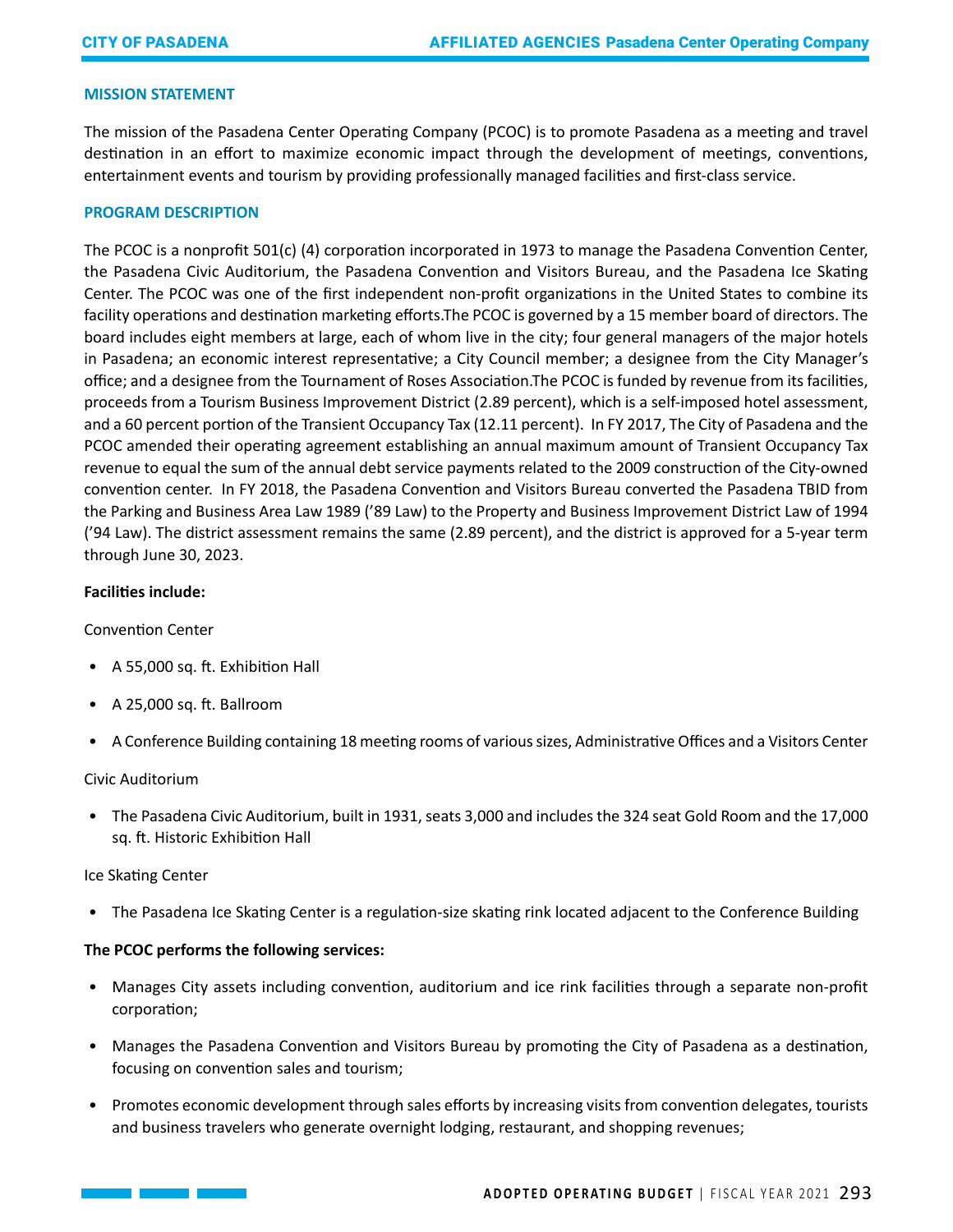## MISSION STATEMENT

The mission of the Pasadena Center Operating Company (PCOC) is to promote Pasadena as a meeting and travel destination in an effort to maximize economic impact through the development of meetings, conventions, entertainment events and tourism by providing professionally managed facilities and first-class service.

## PROGRAM DESCRIPTION

The PCOC is a nonprofit 501(c) (4) corporation incorporated in 1973 to manage the Pasadena Convention Center, the Pasadena Civic Auditorium, the Pasadena Convention and Visitors Bureau, and the Pasadena Ice Skating Center. The PCOC was one of the first independent non-profit organizations in the United States to combine its facility operations and destination marketing efforts.The PCOC is governed by a 15 member board of directors. The board includes eight members at large, each of whom live in the city; four general managers of the major hotels in Pasadena; an economic interest representative; a City Council member; a designee from the City Manager's office; and a designee from the Tournament of Roses Association.The PCOC is funded by revenue from its facilities, proceeds from a Tourism Business Improvement District (2.89 percent), which is a self-imposed hotel assessment, and a 60 percent portion of the Transient Occupancy Tax (12.11 percent). In FY 2017, The City of Pasadena and the PCOC amended their operating agreement establishing an annual maximum amount of Transient Occupancy Tax revenue to equal the sum of the annual debt service payments related to the 2009 construction of the City-owned convention center. In FY 2018, the Pasadena Convention and Visitors Bureau converted the Pasadena TBID from the Parking and Business Area Law 1989 ('89 Law) to the Property and Business Improvement District Law of 1994 ('94 Law). The district assessment remains the same (2.89 percent), and the district is approved for a 5-year term through June 30, 2023.

**Facilities include:**

Convention Center

- A 55,000 sq. ft. Exhibition Hall
- A 25,000 sq. ft. Ballroom
- A Conference Building containing 18 meeting rooms of various sizes, Administrative Offices and a Visitors Center

Civic Auditorium

- The Pasadena Civic Auditorium, built in 1931, seats 3,000 and includes the 324 seat Gold Room and the 17,000 sq. ft. Historic Exhibition Hall

Ice Skating Center

- The Pasadena Ice Skating Center is a regulation-size skating rink located adjacent to the Conference Building

**The PCOC performs the following services:**

- Manages City assets including convention, auditorium and ice rink facilities through a separate non-profit corporation;
- Manages the Pasadena Convention and Visitors Bureau by promoting the City of Pasadena as a destination, focusing on convention sales and tourism;
- Promotes economic development through sales efforts by increasing visits from convention delegates, tourists and business travelers who generate overnight lodging, restaurant, and shopping revenues;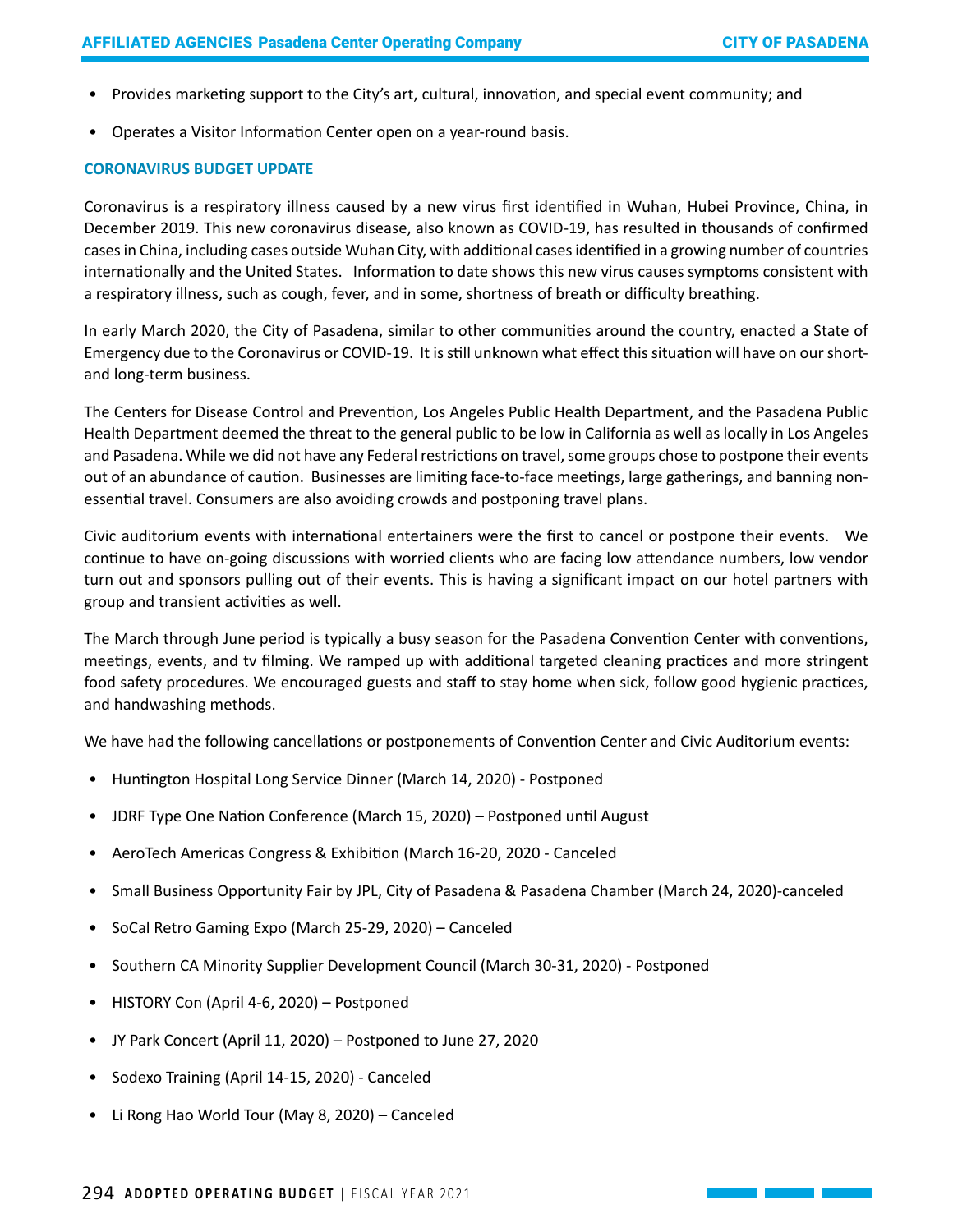- Provides marketing support to the City's art, cultural, innovation, and special event community; and
- Operates a Visitor Information Center open on a year-round basis.

### CORONAVIRUS BUDGET UPDATE

Coronavirus is a respiratory illness caused by a new virus first identified in Wuhan, Hubei Province, China, in December 2019. This new coronavirus disease, also known as COVID-19, has resulted in thousands of confirmed cases in China, including cases outside Wuhan City, with additional cases identified in a growing number of countries internationally and the United States. Information to date shows this new virus causes symptoms consistent with a respiratory illness, such as cough, fever, and in some, shortness of breath or difficulty breathing.

In early March 2020, the City of Pasadena, similar to other communities around the country, enacted a State of Emergency due to the Coronavirus or COVID-19. It is still unknown what effect this situation will have on our short- and long-term business.

The Centers for Disease Control and Prevention, Los Angeles Public Health Department, and the Pasadena Public Health Department deemed the threat to the general public to be low in California as well as locally in Los Angeles and Pasadena. While we did not have any Federal restrictions on travel, some groups chose to postpone their events out of an abundance of caution. Businesses are limiting face-to-face meetings, large gatherings, and banning non-essential travel. Consumers are also avoiding crowds and postponing travel plans.

Civic auditorium events with international entertainers were the first to cancel or postpone their events. We continue to have on-going discussions with worried clients who are facing low attendance numbers, low vendor turn out and sponsors pulling out of their events. This is having a significant impact on our hotel partners with group and transient activities as well.

The March through June period is typically a busy season for the Pasadena Convention Center with conventions, meetings, events, and tv filming. We ramped up with additional targeted cleaning practices and more stringent food safety procedures. We encouraged guests and staff to stay home when sick, follow good hygienic practices, and handwashing methods.

We have had the following cancellations or postponements of Convention Center and Civic Auditorium events:

- Huntington Hospital Long Service Dinner (March 14, 2020) - Postponed
- JDRF Type One Nation Conference (March 15, 2020) – Postponed until August
- AeroTech Americas Congress & Exhibition (March 16-20, 2020 - Canceled
- Small Business Opportunity Fair by JPL, City of Pasadena & Pasadena Chamber (March 24, 2020)-canceled
- SoCal Retro Gaming Expo (March 25-29, 2020) – Canceled
- Southern CA Minority Supplier Development Council (March 30-31, 2020) - Postponed
- HISTORY Con (April 4-6, 2020) – Postponed
- JY Park Concert (April 11, 2020) – Postponed to June 27, 2020
- Sodexo Training (April 14-15, 2020) - Canceled
- Li Rong Hao World Tour (May 8, 2020) – Canceled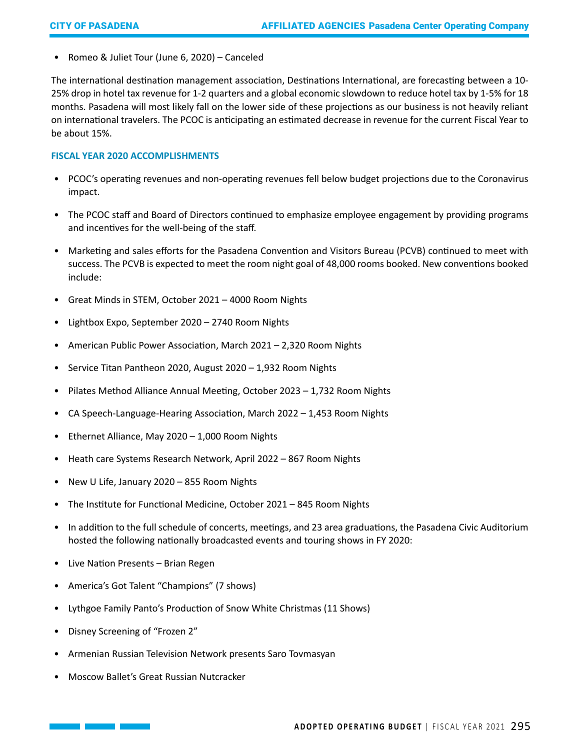- Romeo & Juliet Tour (June 6, 2020) – Canceled

The international destination management association, Destinations International, are forecasting between a 10-25% drop in hotel tax revenue for 1-2 quarters and a global economic slowdown to reduce hotel tax by 1-5% for 18 months. Pasadena will most likely fall on the lower side of these projections as our business is not heavily reliant on international travelers. The PCOC is anticipating an estimated decrease in revenue for the current Fiscal Year to be about 15%.

### FISCAL YEAR 2020 ACCOMPLISHMENTS

- PCOC's operating revenues and non-operating revenues fell below budget projections due to the Coronavirus impact.
- The PCOC staff and Board of Directors continued to emphasize employee engagement by providing programs and incentives for the well-being of the staff.
- Marketing and sales efforts for the Pasadena Convention and Visitors Bureau (PCVB) continued to meet with success. The PCVB is expected to meet the room night goal of 48,000 rooms booked. New conventions booked include:
- Great Minds in STEM, October 2021 – 4000 Room Nights
- Lightbox Expo, September 2020 – 2740 Room Nights
- American Public Power Association, March 2021 – 2,320 Room Nights
- Service Titan Pantheon 2020, August 2020 – 1,932 Room Nights
- Pilates Method Alliance Annual Meeting, October 2023 – 1,732 Room Nights
- CA Speech-Language-Hearing Association, March 2022 – 1,453 Room Nights
- Ethernet Alliance, May 2020 – 1,000 Room Nights
- Heath care Systems Research Network, April 2022 – 867 Room Nights
- New U Life, January 2020 – 855 Room Nights
- The Institute for Functional Medicine, October 2021 – 845 Room Nights
- In addition to the full schedule of concerts, meetings, and 23 area graduations, the Pasadena Civic Auditorium hosted the following nationally broadcasted events and touring shows in FY 2020:
- Live Nation Presents – Brian Regen
- America's Got Talent "Champions" (7 shows)
- Lythgoe Family Panto's Production of Snow White Christmas (11 Shows)
- Disney Screening of "Frozen 2"
- Armenian Russian Television Network presents Saro Tovmasyan
- Moscow Ballet's Great Russian Nutcracker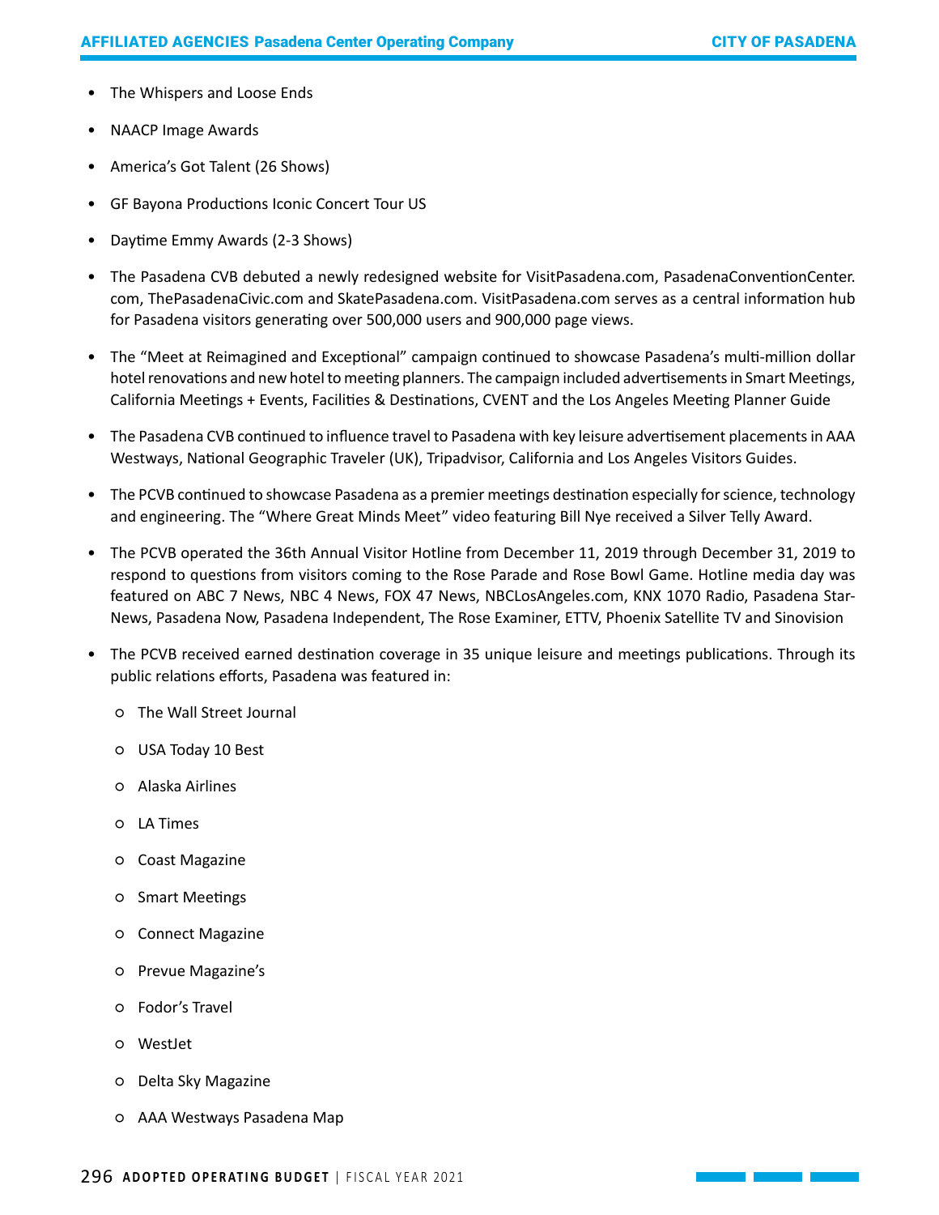- The Whispers and Loose Ends
- NAACP Image Awards
- America's Got Talent (26 Shows)
- GF Bayona Productions Iconic Concert Tour US
- Daytime Emmy Awards (2-3 Shows)
- The Pasadena CVB debuted a newly redesigned website for VisitPasadena.com, PasadenaConventionCenter.com, ThePasadenaCivic.com and SkatePasadena.com. VisitPasadena.com serves as a central information hub for Pasadena visitors generating over 500,000 users and 900,000 page views.
- The "Meet at Reimagined and Exceptional" campaign continued to showcase Pasadena's multi-million dollar hotel renovations and new hotel to meeting planners. The campaign included advertisements in Smart Meetings, California Meetings + Events, Facilities & Destinations, CVENT and the Los Angeles Meeting Planner Guide
- The Pasadena CVB continued to influence travel to Pasadena with key leisure advertisement placements in AAA Westways, National Geographic Traveler (UK), Tripadvisor, California and Los Angeles Visitors Guides.
- The PCVB continued to showcase Pasadena as a premier meetings destination especially for science, technology and engineering. The "Where Great Minds Meet" video featuring Bill Nye received a Silver Telly Award.
- The PCVB operated the 36th Annual Visitor Hotline from December 11, 2019 through December 31, 2019 to respond to questions from visitors coming to the Rose Parade and Rose Bowl Game. Hotline media day was featured on ABC 7 News, NBC 4 News, FOX 47 News, NBCLosAngeles.com, KNX 1070 Radio, Pasadena Star-News, Pasadena Now, Pasadena Independent, The Rose Examiner, ETTV, Phoenix Satellite TV and Sinovision
- The PCVB received earned destination coverage in 35 unique leisure and meetings publications. Through its public relations efforts, Pasadena was featured in:
  - The Wall Street Journal
  - USA Today 10 Best
  - Alaska Airlines
  - LA Times
  - Coast Magazine
  - Smart Meetings
  - Connect Magazine
  - Prevue Magazine's
  - Fodor's Travel
  - WestJet
  - Delta Sky Magazine
  - AAA Westways Pasadena Map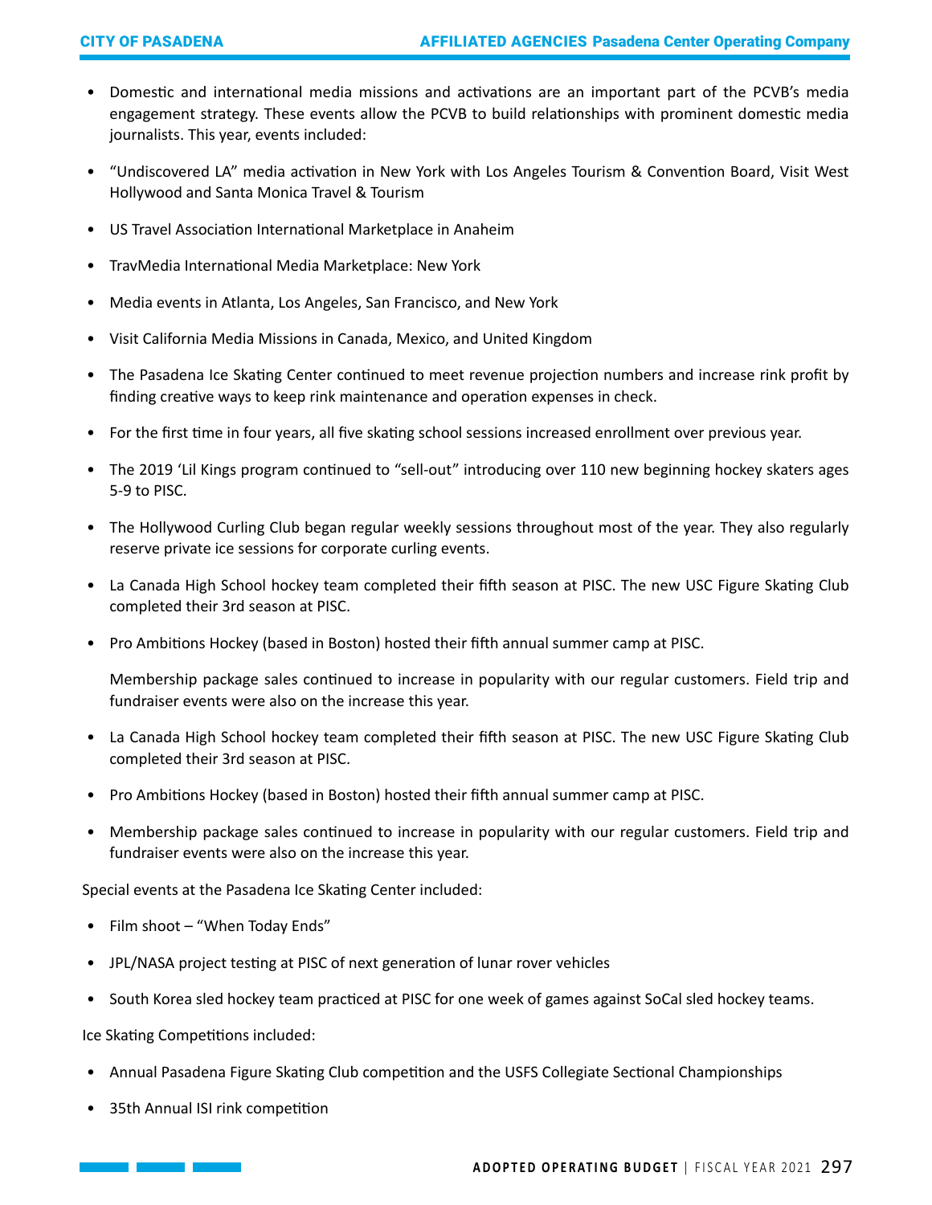- Domestic and international media missions and activations are an important part of the PCVB's media engagement strategy. These events allow the PCVB to build relationships with prominent domestic media journalists. This year, events included:
- "Undiscovered LA" media activation in New York with Los Angeles Tourism & Convention Board, Visit West Hollywood and Santa Monica Travel & Tourism
- US Travel Association International Marketplace in Anaheim
- TravMedia International Media Marketplace: New York
- Media events in Atlanta, Los Angeles, San Francisco, and New York
- Visit California Media Missions in Canada, Mexico, and United Kingdom
- The Pasadena Ice Skating Center continued to meet revenue projection numbers and increase rink profit by finding creative ways to keep rink maintenance and operation expenses in check.
- For the first time in four years, all five skating school sessions increased enrollment over previous year.
- The 2019 'Lil Kings program continued to "sell-out" introducing over 110 new beginning hockey skaters ages 5-9 to PISC.
- The Hollywood Curling Club began regular weekly sessions throughout most of the year. They also regularly reserve private ice sessions for corporate curling events.
- La Canada High School hockey team completed their fifth season at PISC. The new USC Figure Skating Club completed their 3rd season at PISC.
- Pro Ambitions Hockey (based in Boston) hosted their fifth annual summer camp at PISC.

  Membership package sales continued to increase in popularity with our regular customers. Field trip and fundraiser events were also on the increase this year.

- La Canada High School hockey team completed their fifth season at PISC. The new USC Figure Skating Club completed their 3rd season at PISC.
- Pro Ambitions Hockey (based in Boston) hosted their fifth annual summer camp at PISC.
- Membership package sales continued to increase in popularity with our regular customers. Field trip and fundraiser events were also on the increase this year.

Special events at the Pasadena Ice Skating Center included:

- Film shoot – "When Today Ends"
- JPL/NASA project testing at PISC of next generation of lunar rover vehicles
- South Korea sled hockey team practiced at PISC for one week of games against SoCal sled hockey teams.

Ice Skating Competitions included:

- Annual Pasadena Figure Skating Club competition and the USFS Collegiate Sectional Championships
- 35th Annual ISI rink competition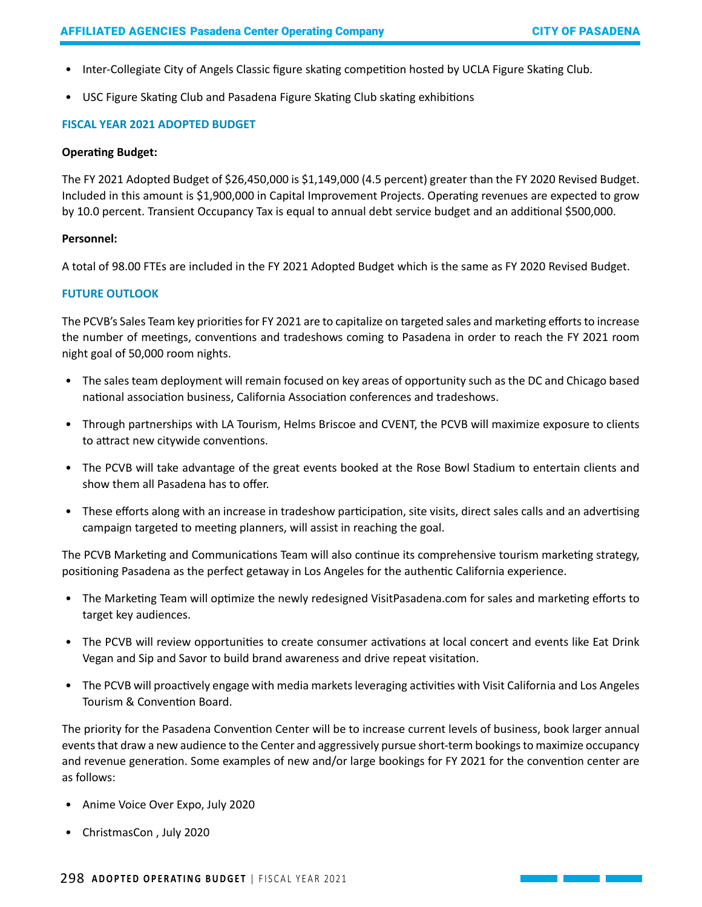- Inter-Collegiate City of Angels Classic figure skating competition hosted by UCLA Figure Skating Club.
- USC Figure Skating Club and Pasadena Figure Skating Club skating exhibitions

## FISCAL YEAR 2021 ADOPTED BUDGET

**Operating Budget:**

The FY 2021 Adopted Budget of $26,450,000 is $1,149,000 (4.5 percent) greater than the FY 2020 Revised Budget. Included in this amount is $1,900,000 in Capital Improvement Projects. Operating revenues are expected to grow by 10.0 percent. Transient Occupancy Tax is equal to annual debt service budget and an additional $500,000.

**Personnel:**

A total of 98.00 FTEs are included in the FY 2021 Adopted Budget which is the same as FY 2020 Revised Budget.

## FUTURE OUTLOOK

The PCVB's Sales Team key priorities for FY 2021 are to capitalize on targeted sales and marketing efforts to increase the number of meetings, conventions and tradeshows coming to Pasadena in order to reach the FY 2021 room night goal of 50,000 room nights.

- The sales team deployment will remain focused on key areas of opportunity such as the DC and Chicago based national association business, California Association conferences and tradeshows.
- Through partnerships with LA Tourism, Helms Briscoe and CVENT, the PCVB will maximize exposure to clients to attract new citywide conventions.
- The PCVB will take advantage of the great events booked at the Rose Bowl Stadium to entertain clients and show them all Pasadena has to offer.
- These efforts along with an increase in tradeshow participation, site visits, direct sales calls and an advertising campaign targeted to meeting planners, will assist in reaching the goal.

The PCVB Marketing and Communications Team will also continue its comprehensive tourism marketing strategy, positioning Pasadena as the perfect getaway in Los Angeles for the authentic California experience.

- The Marketing Team will optimize the newly redesigned VisitPasadena.com for sales and marketing efforts to target key audiences.
- The PCVB will review opportunities to create consumer activations at local concert and events like Eat Drink Vegan and Sip and Savor to build brand awareness and drive repeat visitation.
- The PCVB will proactively engage with media markets leveraging activities with Visit California and Los Angeles Tourism & Convention Board.

The priority for the Pasadena Convention Center will be to increase current levels of business, book larger annual events that draw a new audience to the Center and aggressively pursue short-term bookings to maximize occupancy and revenue generation. Some examples of new and/or large bookings for FY 2021 for the convention center are as follows:

- Anime Voice Over Expo, July 2020
- ChristmasCon , July 2020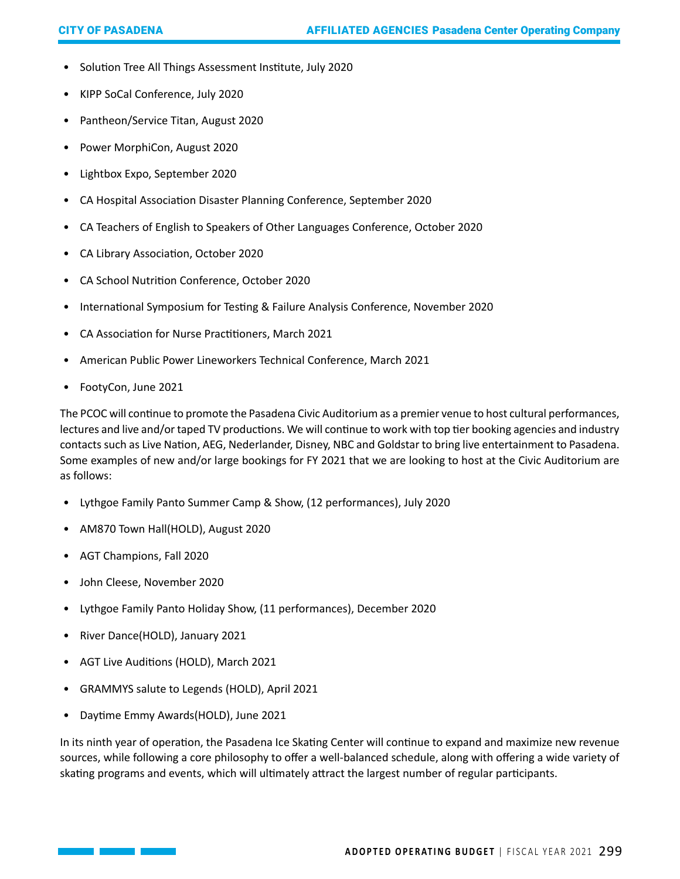- Solution Tree All Things Assessment Institute, July 2020
- KIPP SoCal Conference, July 2020
- Pantheon/Service Titan, August 2020
- Power MorphiCon, August 2020
- Lightbox Expo, September 2020
- CA Hospital Association Disaster Planning Conference, September 2020
- CA Teachers of English to Speakers of Other Languages Conference, October 2020
- CA Library Association, October 2020
- CA School Nutrition Conference, October 2020
- International Symposium for Testing & Failure Analysis Conference, November 2020
- CA Association for Nurse Practitioners, March 2021
- American Public Power Lineworkers Technical Conference, March 2021
- FootyCon, June 2021

The PCOC will continue to promote the Pasadena Civic Auditorium as a premier venue to host cultural performances, lectures and live and/or taped TV productions. We will continue to work with top tier booking agencies and industry contacts such as Live Nation, AEG, Nederlander, Disney, NBC and Goldstar to bring live entertainment to Pasadena. Some examples of new and/or large bookings for FY 2021 that we are looking to host at the Civic Auditorium are as follows:

- Lythgoe Family Panto Summer Camp & Show, (12 performances), July 2020
- AM870 Town Hall(HOLD), August 2020
- AGT Champions, Fall 2020
- John Cleese, November 2020
- Lythgoe Family Panto Holiday Show, (11 performances), December 2020
- River Dance(HOLD), January 2021
- AGT Live Auditions (HOLD), March 2021
- GRAMMYS salute to Legends (HOLD), April 2021
- Daytime Emmy Awards(HOLD), June 2021

In its ninth year of operation, the Pasadena Ice Skating Center will continue to expand and maximize new revenue sources, while following a core philosophy to offer a well-balanced schedule, along with offering a wide variety of skating programs and events, which will ultimately attract the largest number of regular participants.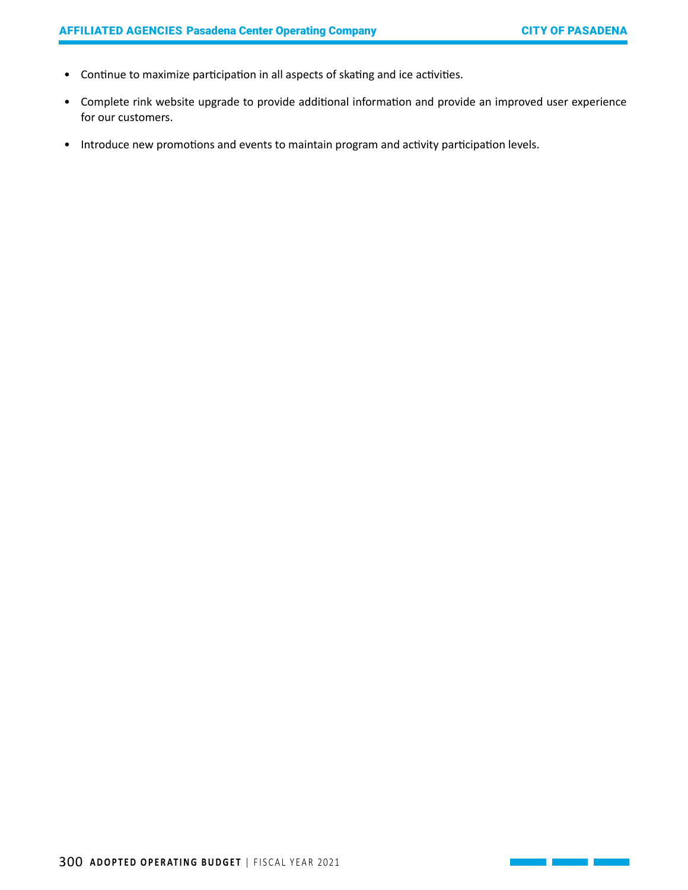- Continue to maximize participation in all aspects of skating and ice activities.
- Complete rink website upgrade to provide additional information and provide an improved user experience for our customers.
- Introduce new promotions and events to maintain program and activity participation levels.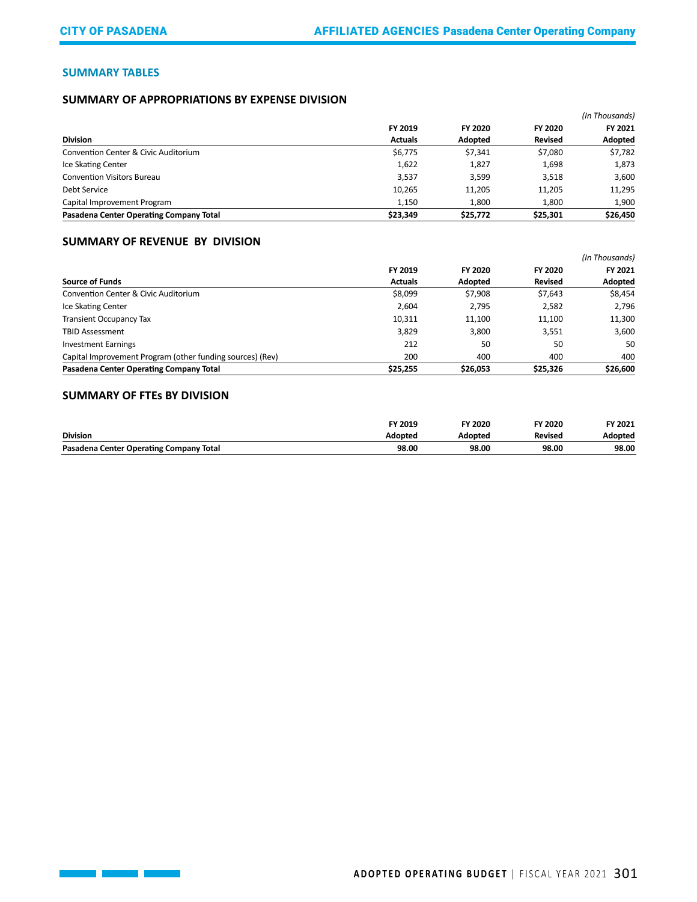## SUMMARY TABLES

### SUMMARY OF APPROPRIATIONS BY EXPENSE DIVISION

*(In Thousands)*

| Division | FY 2019 Actuals | FY 2020 Adopted | FY 2020 Revised | FY 2021 Adopted |
|---|---|---|---|---|
| Convention Center & Civic Auditorium | $6,775 | $7,341 | $7,080 | $7,782 |
| Ice Skating Center | 1,622 | 1,827 | 1,698 | 1,873 |
| Convention Visitors Bureau | 3,537 | 3,599 | 3,518 | 3,600 |
| Debt Service | 10,265 | 11,205 | 11,205 | 11,295 |
| Capital Improvement Program | 1,150 | 1,800 | 1,800 | 1,900 |
| **Pasadena Center Operating Company Total** | **$23,349** | **$25,772** | **$25,301** | **$26,450** |

### SUMMARY OF REVENUE BY DIVISION

*(In Thousands)*

| Source of Funds | FY 2019 Actuals | FY 2020 Adopted | FY 2020 Revised | FY 2021 Adopted |
|---|---|---|---|---|
| Convention Center & Civic Auditorium | $8,099 | $7,908 | $7,643 | $8,454 |
| Ice Skating Center | 2,604 | 2,795 | 2,582 | 2,796 |
| Transient Occupancy Tax | 10,311 | 11,100 | 11,100 | 11,300 |
| TBID Assessment | 3,829 | 3,800 | 3,551 | 3,600 |
| Investment Earnings | 212 | 50 | 50 | 50 |
| Capital Improvement Program (other funding sources) (Rev) | 200 | 400 | 400 | 400 |
| **Pasadena Center Operating Company Total** | **$25,255** | **$26,053** | **$25,326** | **$26,600** |

### SUMMARY OF FTEs BY DIVISION

| Division | FY 2019 Adopted | FY 2020 Adopted | FY 2020 Revised | FY 2021 Adopted |
|---|---|---|---|---|
| **Pasadena Center Operating Company Total** | **98.00** | **98.00** | **98.00** | **98.00** |